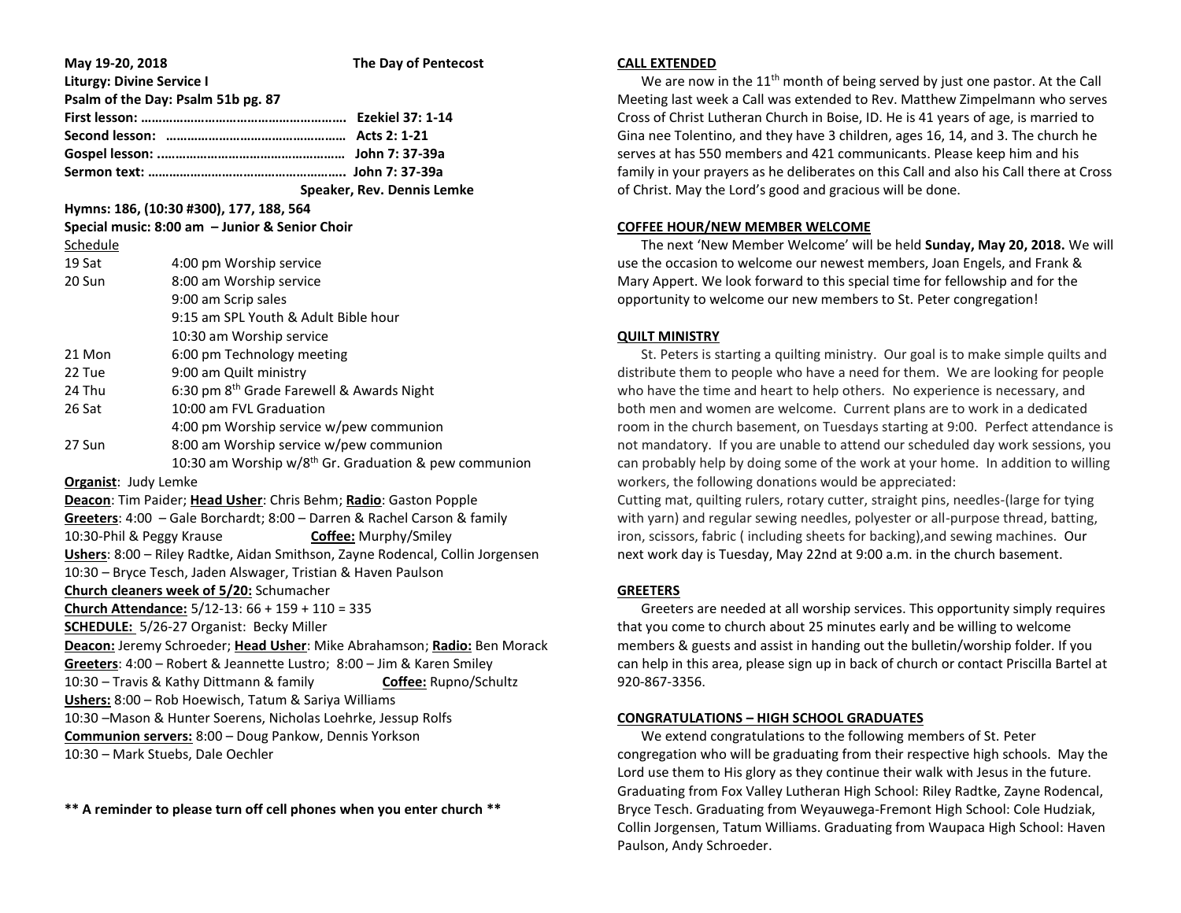**May 19-20, 2018** **The Day of Pentecost**

**Liturgy: Divine Service I**

**Psalm of the Day: Psalm 51b pg. 87**

**First lesson: ………………………………………………… Ezekiel 37: 1-14**

**Second lesson: ………………………………………… Acts 2: 1-21**

**Gospel lesson: .…………………………………………… John 7: 37-39a**

**Sermon text: ……………………………………………… John 7: 37-39a**

**Speaker, Rev. Dennis Lemke**

**Hymns: 186, (10:30 #300), 177, 188, 564**

**Special music: 8:00 am – Junior & Senior Choir**

Schedule

| | |
|---|---|
| 19 Sat | 4:00 pm Worship service |
| 20 Sun | 8:00 am Worship service |
| | 9:00 am Scrip sales |
| | 9:15 am SPL Youth & Adult Bible hour |
| | 10:30 am Worship service |
| 21 Mon | 6:00 pm Technology meeting |
| 22 Tue | 9:00 am Quilt ministry |
| 24 Thu | 6:30 pm 8th Grade Farewell & Awards Night |
| 26 Sat | 10:00 am FVL Graduation |
| | 4:00 pm Worship service w/pew communion |
| 27 Sun | 8:00 am Worship service w/pew communion |
| | 10:30 am Worship w/8th Gr. Graduation & pew communion |

**Organist**: Judy Lemke

**Deacon**: Tim Paider; **Head Usher**: Chris Behm; **Radio**: Gaston Popple

**Greeters**: 4:00 – Gale Borchardt; 8:00 – Darren & Rachel Carson & family

10:30-Phil & Peggy Krause **Coffee:** Murphy/Smiley

**Ushers**: 8:00 – Riley Radtke, Aidan Smithson, Zayne Rodencal, Collin Jorgensen

10:30 – Bryce Tesch, Jaden Alswager, Tristian & Haven Paulson

**Church cleaners week of 5/20:** Schumacher

**Church Attendance:** 5/12-13: 66 + 159 + 110 = 335

**SCHEDULE:** 5/26-27 Organist: Becky Miller

**Deacon:** Jeremy Schroeder; **Head Usher**: Mike Abrahamson; **Radio:** Ben Morack

**Greeters**: 4:00 – Robert & Jeannette Lustro; 8:00 – Jim & Karen Smiley

10:30 – Travis & Kathy Dittmann & family **Coffee:** Rupno/Schultz

**Ushers:** 8:00 – Rob Hoewisch, Tatum & Sariya Williams

10:30 –Mason & Hunter Soerens, Nicholas Loehrke, Jessup Rolfs

**Communion servers:** 8:00 – Doug Pankow, Dennis Yorkson

10:30 – Mark Stuebs, Dale Oechler

**\*\* A reminder to please turn off cell phones when you enter church \*\***

## CALL EXTENDED

We are now in the 11th month of being served by just one pastor. At the Call Meeting last week a Call was extended to Rev. Matthew Zimpelmann who serves Cross of Christ Lutheran Church in Boise, ID. He is 41 years of age, is married to Gina nee Tolentino, and they have 3 children, ages 16, 14, and 3. The church he serves at has 550 members and 421 communicants. Please keep him and his family in your prayers as he deliberates on this Call and also his Call there at Cross of Christ. May the Lord's good and gracious will be done.

## COFFEE HOUR/NEW MEMBER WELCOME

The next 'New Member Welcome' will be held **Sunday, May 20, 2018.** We will use the occasion to welcome our newest members, Joan Engels, and Frank & Mary Appert. We look forward to this special time for fellowship and for the opportunity to welcome our new members to St. Peter congregation!

## QUILT MINISTRY

St. Peters is starting a quilting ministry. Our goal is to make simple quilts and distribute them to people who have a need for them. We are looking for people who have the time and heart to help others. No experience is necessary, and both men and women are welcome. Current plans are to work in a dedicated room in the church basement, on Tuesdays starting at 9:00. Perfect attendance is not mandatory. If you are unable to attend our scheduled day work sessions, you can probably help by doing some of the work at your home. In addition to willing workers, the following donations would be appreciated:

Cutting mat, quilting rulers, rotary cutter, straight pins, needles-(large for tying with yarn) and regular sewing needles, polyester or all-purpose thread, batting, iron, scissors, fabric ( including sheets for backing),and sewing machines. Our next work day is Tuesday, May 22nd at 9:00 a.m. in the church basement.

## GREETERS

Greeters are needed at all worship services. This opportunity simply requires that you come to church about 25 minutes early and be willing to welcome members & guests and assist in handing out the bulletin/worship folder. If you can help in this area, please sign up in back of church or contact Priscilla Bartel at 920-867-3356.

## CONGRATULATIONS – HIGH SCHOOL GRADUATES

We extend congratulations to the following members of St. Peter congregation who will be graduating from their respective high schools. May the Lord use them to His glory as they continue their walk with Jesus in the future. Graduating from Fox Valley Lutheran High School: Riley Radtke, Zayne Rodencal, Bryce Tesch. Graduating from Weyauwega-Fremont High School: Cole Hudziak, Collin Jorgensen, Tatum Williams. Graduating from Waupaca High School: Haven Paulson, Andy Schroeder.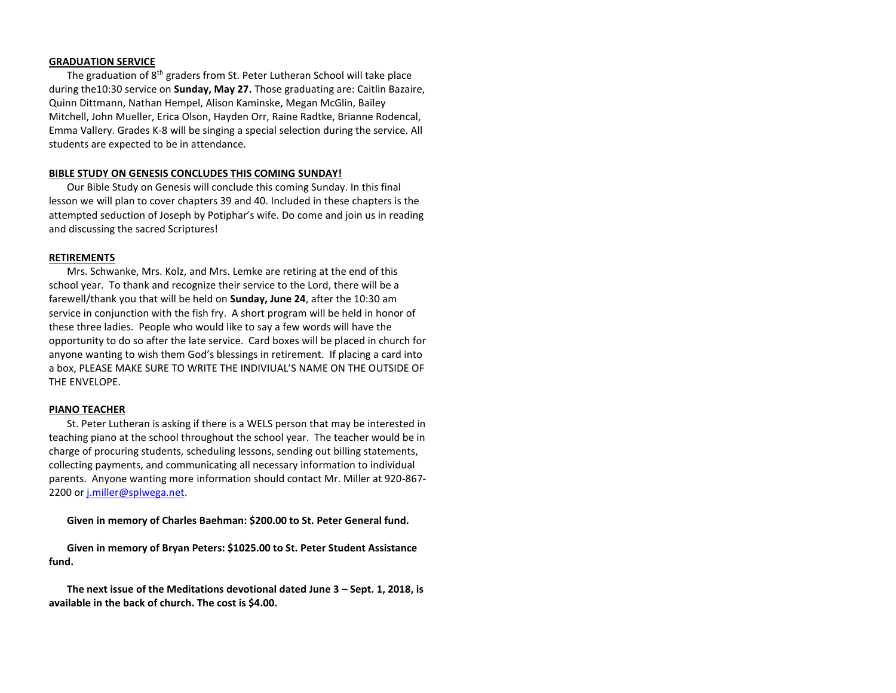**GRADUATION SERVICE**

The graduation of 8th graders from St. Peter Lutheran School will take place during the10:30 service on **Sunday, May 27.** Those graduating are: Caitlin Bazaire, Quinn Dittmann, Nathan Hempel, Alison Kaminske, Megan McGlin, Bailey Mitchell, John Mueller, Erica Olson, Hayden Orr, Raine Radtke, Brianne Rodencal, Emma Vallery. Grades K-8 will be singing a special selection during the service. All students are expected to be in attendance.

**BIBLE STUDY ON GENESIS CONCLUDES THIS COMING SUNDAY!**

Our Bible Study on Genesis will conclude this coming Sunday. In this final lesson we will plan to cover chapters 39 and 40. Included in these chapters is the attempted seduction of Joseph by Potiphar's wife. Do come and join us in reading and discussing the sacred Scriptures!

**RETIREMENTS**

Mrs. Schwanke, Mrs. Kolz, and Mrs. Lemke are retiring at the end of this school year. To thank and recognize their service to the Lord, there will be a farewell/thank you that will be held on **Sunday, June 24**, after the 10:30 am service in conjunction with the fish fry. A short program will be held in honor of these three ladies. People who would like to say a few words will have the opportunity to do so after the late service. Card boxes will be placed in church for anyone wanting to wish them God's blessings in retirement. If placing a card into a box, PLEASE MAKE SURE TO WRITE THE INDIVIUAL'S NAME ON THE OUTSIDE OF THE ENVELOPE.

**PIANO TEACHER**

St. Peter Lutheran is asking if there is a WELS person that may be interested in teaching piano at the school throughout the school year. The teacher would be in charge of procuring students, scheduling lessons, sending out billing statements, collecting payments, and communicating all necessary information to individual parents. Anyone wanting more information should contact Mr. Miller at 920-867-2200 or j.miller@splwega.net.

**Given in memory of Charles Baehman: $200.00 to St. Peter General fund.**

**Given in memory of Bryan Peters: $1025.00 to St. Peter Student Assistance fund.**

**The next issue of the Meditations devotional dated June 3 – Sept. 1, 2018, is available in the back of church. The cost is $4.00.**